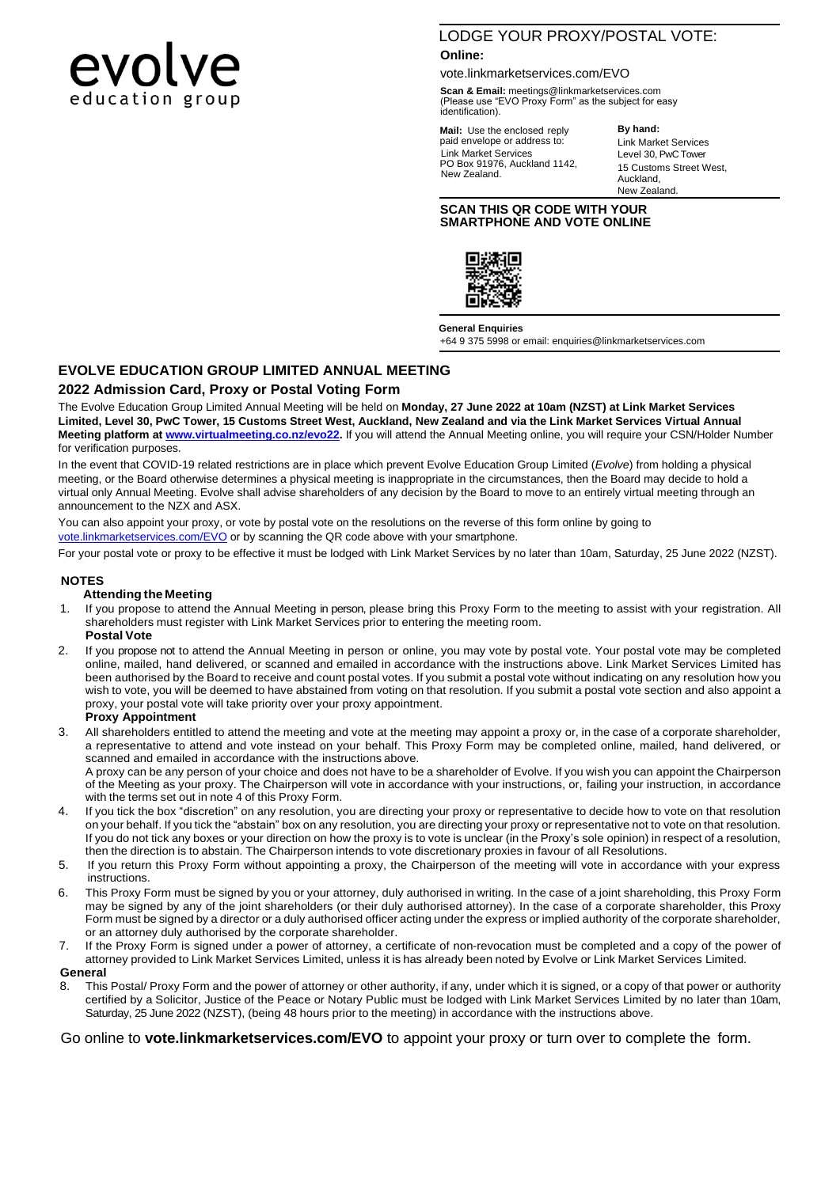evolve
education group

## LODGE YOUR PROXY/POSTAL VOTE:

**Online:**

vote.linkmarketservices.com/EVO

**Scan & Email:** meetings@linkmarketservices.com
(Please use "EVO Proxy Form" as the subject for easy identification).

**Mail:** Use the enclosed reply paid envelope or address to:
Link Market Services
PO Box 91976, Auckland 1142, New Zealand.

**By hand:**
Link Market Services
Level 30, PwC Tower
15 Customs Street West,
Auckland,
New Zealand.

**SCAN THIS QR CODE WITH YOUR SMARTPHONE AND VOTE ONLINE**

**General Enquiries**
+64 9 375 5998 or email: enquiries@linkmarketservices.com

## EVOLVE EDUCATION GROUP LIMITED ANNUAL MEETING

### 2022 Admission Card, Proxy or Postal Voting Form

The Evolve Education Group Limited Annual Meeting will be held on **Monday, 27 June 2022 at 10am (NZST) at Link Market Services Limited, Level 30, PwC Tower, 15 Customs Street West, Auckland, New Zealand and via the Link Market Services Virtual Annual Meeting platform at www.virtualmeeting.co.nz/evo22.** If you will attend the Annual Meeting online, you will require your CSN/Holder Number for verification purposes.

In the event that COVID-19 related restrictions are in place which prevent Evolve Education Group Limited (*Evolve*) from holding a physical meeting, or the Board otherwise determines a physical meeting is inappropriate in the circumstances, then the Board may decide to hold a virtual only Annual Meeting. Evolve shall advise shareholders of any decision by the Board to move to an entirely virtual meeting through an announcement to the NZX and ASX.

You can also appoint your proxy, or vote by postal vote on the resolutions on the reverse of this form online by going to vote.linkmarketservices.com/EVO or by scanning the QR code above with your smartphone.

For your postal vote or proxy to be effective it must be lodged with Link Market Services by no later than 10am, Saturday, 25 June 2022 (NZST).

### NOTES

**Attending the Meeting**

1. If you propose to attend the Annual Meeting in person, please bring this Proxy Form to the meeting to assist with your registration. All shareholders must register with Link Market Services prior to entering the meeting room.

**Postal Vote**

2. If you propose not to attend the Annual Meeting in person or online, you may vote by postal vote. Your postal vote may be completed online, mailed, hand delivered, or scanned and emailed in accordance with the instructions above. Link Market Services Limited has been authorised by the Board to receive and count postal votes. If you submit a postal vote without indicating on any resolution how you wish to vote, you will be deemed to have abstained from voting on that resolution. If you submit a postal vote section and also appoint a proxy, your postal vote will take priority over your proxy appointment.

**Proxy Appointment**

3. All shareholders entitled to attend the meeting and vote at the meeting may appoint a proxy or, in the case of a corporate shareholder, a representative to attend and vote instead on your behalf. This Proxy Form may be completed online, mailed, hand delivered, or scanned and emailed in accordance with the instructions above.
   A proxy can be any person of your choice and does not have to be a shareholder of Evolve. If you wish you can appoint the Chairperson of the Meeting as your proxy. The Chairperson will vote in accordance with your instructions, or, failing your instruction, in accordance with the terms set out in note 4 of this Proxy Form.
4. If you tick the box "discretion" on any resolution, you are directing your proxy or representative to decide how to vote on that resolution on your behalf. If you tick the "abstain" box on any resolution, you are directing your proxy or representative not to vote on that resolution. If you do not tick any boxes or your direction on how the proxy is to vote is unclear (in the Proxy's sole opinion) in respect of a resolution, then the direction is to abstain. The Chairperson intends to vote discretionary proxies in favour of all Resolutions.
5. If you return this Proxy Form without appointing a proxy, the Chairperson of the meeting will vote in accordance with your express instructions.
6. This Proxy Form must be signed by you or your attorney, duly authorised in writing. In the case of a joint shareholding, this Proxy Form may be signed by any of the joint shareholders (or their duly authorised attorney). In the case of a corporate shareholder, this Proxy Form must be signed by a director or a duly authorised officer acting under the express or implied authority of the corporate shareholder, or an attorney duly authorised by the corporate shareholder.
7. If the Proxy Form is signed under a power of attorney, a certificate of non-revocation must be completed and a copy of the power of attorney provided to Link Market Services Limited, unless it is has already been noted by Evolve or Link Market Services Limited.

**General**

8. This Postal/ Proxy Form and the power of attorney or other authority, if any, under which it is signed, or a copy of that power or authority certified by a Solicitor, Justice of the Peace or Notary Public must be lodged with Link Market Services Limited by no later than 10am, Saturday, 25 June 2022 (NZST), (being 48 hours prior to the meeting) in accordance with the instructions above.

Go online to **vote.linkmarketservices.com/EVO** to appoint your proxy or turn over to complete the form.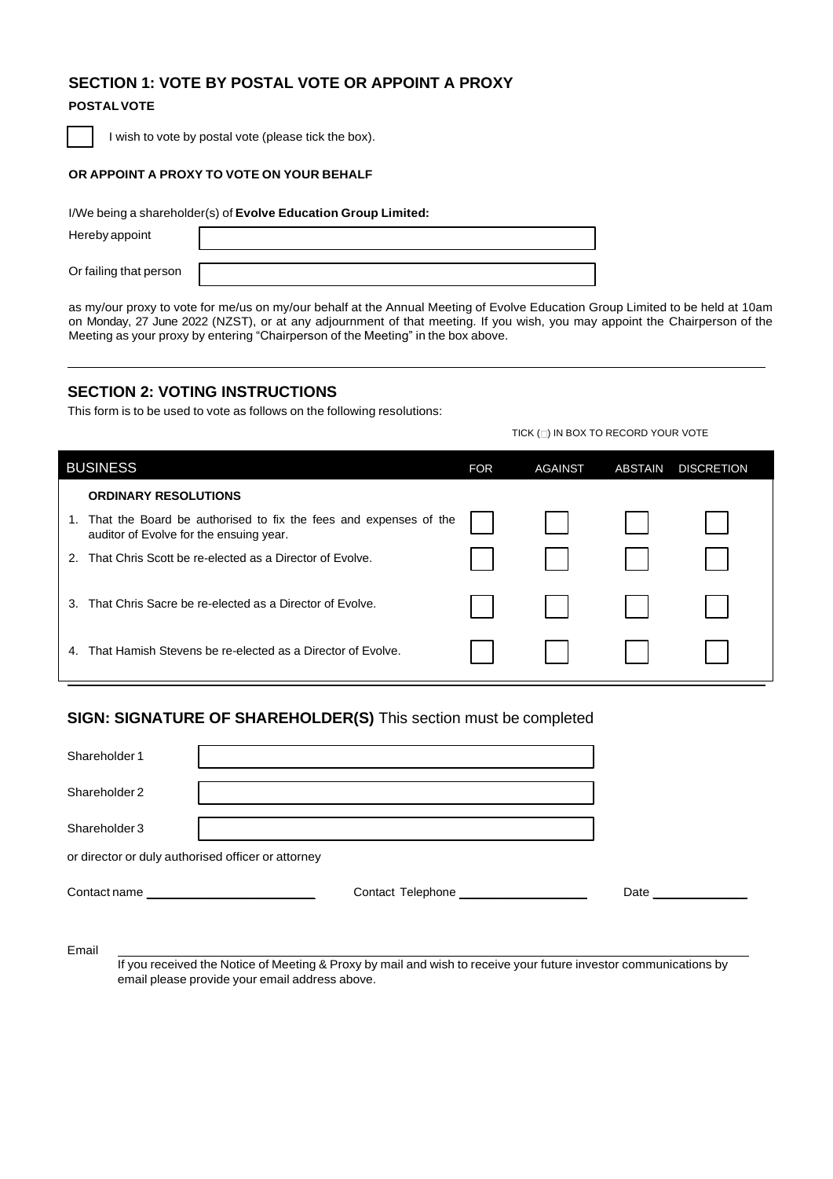## SECTION 1: VOTE BY POSTAL VOTE OR APPOINT A PROXY

**POSTAL VOTE**

☐ I wish to vote by postal vote (please tick the box).

**OR APPOINT A PROXY TO VOTE ON YOUR BEHALF**

I/We being a shareholder(s) of **Evolve Education Group Limited:**

Hereby appoint ______________________________

Or failing that person ______________________________

as my/our proxy to vote for me/us on my/our behalf at the Annual Meeting of Evolve Education Group Limited to be held at 10am on Monday, 27 June 2022 (NZST), or at any adjournment of that meeting. If you wish, you may appoint the Chairperson of the Meeting as your proxy by entering "Chairperson of the Meeting" in the box above.

---

## SECTION 2: VOTING INSTRUCTIONS

This form is to be used to vote as follows on the following resolutions:

TICK (☐) IN BOX TO RECORD YOUR VOTE

| BUSINESS | FOR | AGAINST | ABSTAIN | DISCRETION |
|---|---|---|---|---|
| **ORDINARY RESOLUTIONS** | | | | |
| 1. That the Board be authorised to fix the fees and expenses of the auditor of Evolve for the ensuing year. | ☐ | ☐ | ☐ | ☐ |
| 2. That Chris Scott be re-elected as a Director of Evolve. | ☐ | ☐ | ☐ | ☐ |
| 3. That Chris Sacre be re-elected as a Director of Evolve. | ☐ | ☐ | ☐ | ☐ |
| 4. That Hamish Stevens be re-elected as a Director of Evolve. | ☐ | ☐ | ☐ | ☐ |

## SIGN: SIGNATURE OF SHAREHOLDER(S) This section must be completed

Shareholder 1 ______________________________

Shareholder 2 ______________________________

Shareholder 3 ______________________________

or director or duly authorised officer or attorney

Contact name ____________________ Contact Telephone ____________________ Date ______________

Email ______________________________

If you received the Notice of Meeting & Proxy by mail and wish to receive your future investor communications by email please provide your email address above.